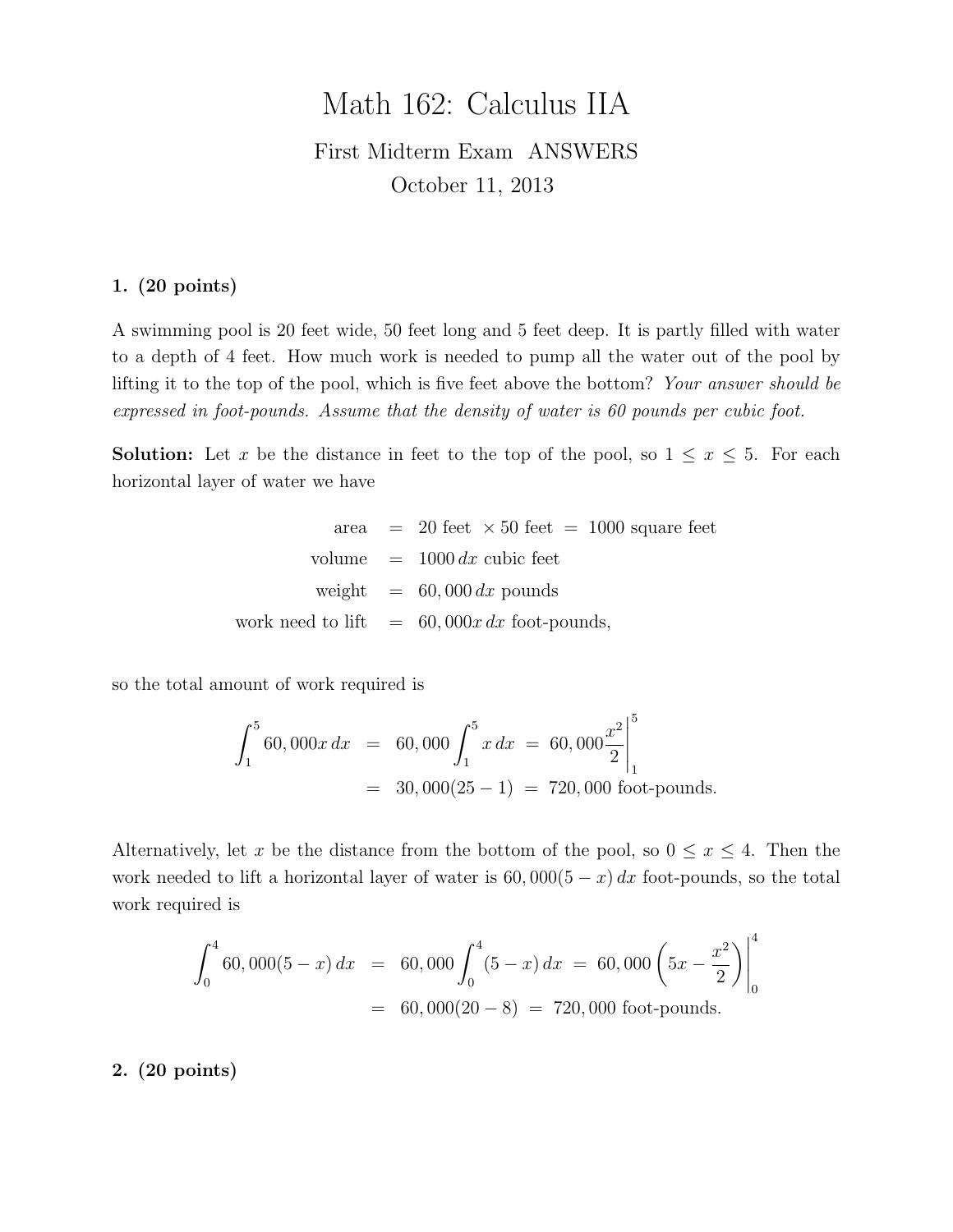# Math 162: Calculus IIA

First Midterm Exam ANSWERS

October 11, 2013

**1. (20 points)**

A swimming pool is 20 feet wide, 50 feet long and 5 feet deep. It is partly filled with water to a depth of 4 feet. How much work is needed to pump all the water out of the pool by lifting it to the top of the pool, which is five feet above the bottom? *Your answer should be expressed in foot-pounds. Assume that the density of water is 60 pounds per cubic foot.*

**Solution:** Let $x$ be the distance in feet to the top of the pool, so $1 \leq x \leq 5$. For each horizontal layer of water we have

$$\begin{aligned}
\text{area} &= 20 \text{ feet } \times 50 \text{ feet } = 1000 \text{ square feet} \\
\text{volume} &= 1000\, dx \text{ cubic feet} \\
\text{weight} &= 60,000\, dx \text{ pounds} \\
\text{work need to lift} &= 60,000x\, dx \text{ foot-pounds,}
\end{aligned}$$

so the total amount of work required is

$$\begin{aligned}
\int_1^5 60,000x\, dx &= 60,000 \int_1^5 x\, dx \;=\; 60,000 \frac{x^2}{2}\bigg|_1^5 \\
&= 30,000(25-1) \;=\; 720,000 \text{ foot-pounds.}
\end{aligned}$$

Alternatively, let $x$ be the distance from the bottom of the pool, so $0 \leq x \leq 4$. Then the work needed to lift a horizontal layer of water is $60,000(5-x)\,dx$ foot-pounds, so the total work required is

$$\begin{aligned}
\int_0^4 60,000(5-x)\, dx &= 60,000 \int_0^4 (5-x)\, dx \;=\; 60,000 \left(5x - \frac{x^2}{2}\right)\bigg|_0^4 \\
&= 60,000(20-8) \;=\; 720,000 \text{ foot-pounds.}
\end{aligned}$$

**2. (20 points)**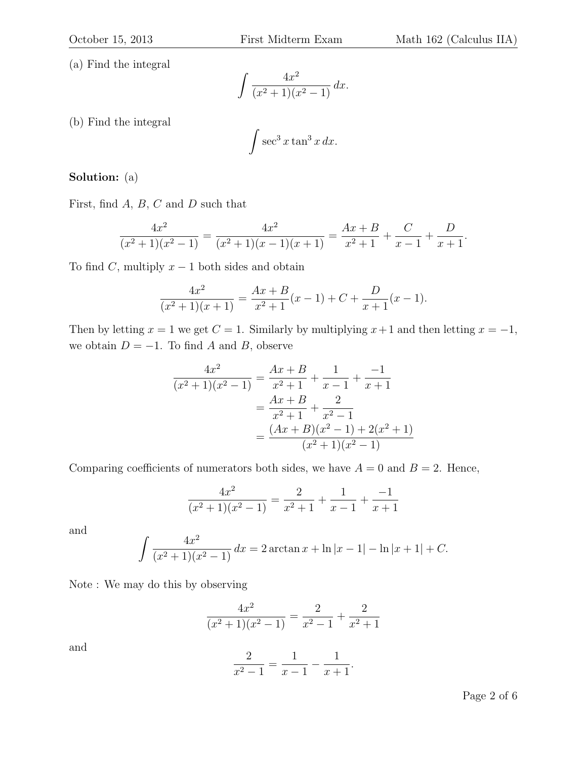(a) Find the integral

$$\int \frac{4x^2}{(x^2+1)(x^2-1)}\,dx.$$

(b) Find the integral

$$\int \sec^3 x \tan^3 x\,dx.$$

**Solution:** (a)

First, find $A$, $B$, $C$ and $D$ such that

$$\frac{4x^2}{(x^2+1)(x^2-1)} = \frac{4x^2}{(x^2+1)(x-1)(x+1)} = \frac{Ax+B}{x^2+1} + \frac{C}{x-1} + \frac{D}{x+1}.$$

To find $C$, multiply $x-1$ both sides and obtain

$$\frac{4x^2}{(x^2+1)(x+1)} = \frac{Ax+B}{x^2+1}(x-1) + C + \frac{D}{x+1}(x-1).$$

Then by letting $x=1$ we get $C=1$. Similarly by multiplying $x+1$ and then letting $x=-1$, we obtain $D=-1$. To find $A$ and $B$, observe

$$\begin{aligned}
\frac{4x^2}{(x^2+1)(x^2-1)} &= \frac{Ax+B}{x^2+1} + \frac{1}{x-1} + \frac{-1}{x+1} \\
&= \frac{Ax+B}{x^2+1} + \frac{2}{x^2-1} \\
&= \frac{(Ax+B)(x^2-1) + 2(x^2+1)}{(x^2+1)(x^2-1)}
\end{aligned}$$

Comparing coefficients of numerators both sides, we have $A=0$ and $B=2$. Hence,

$$\frac{4x^2}{(x^2+1)(x^2-1)} = \frac{2}{x^2+1} + \frac{1}{x-1} + \frac{-1}{x+1}$$

and

$$\int \frac{4x^2}{(x^2+1)(x^2-1)}\,dx = 2\arctan x + \ln|x-1| - \ln|x+1| + C.$$

Note : We may do this by observing

$$\frac{4x^2}{(x^2+1)(x^2-1)} = \frac{2}{x^2-1} + \frac{2}{x^2+1}$$

and

$$\frac{2}{x^2-1} = \frac{1}{x-1} - \frac{1}{x+1}.$$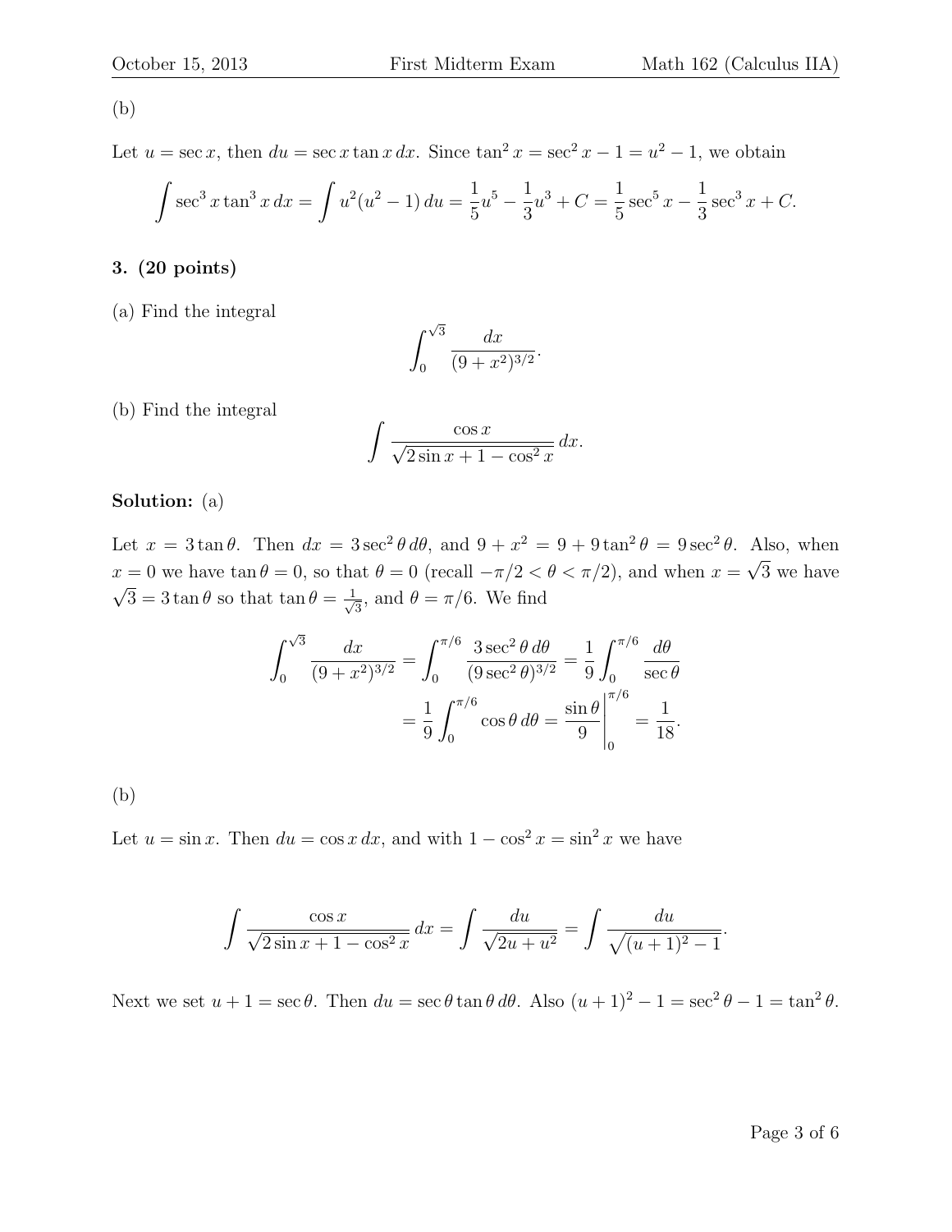(b)

Let $u = \sec x$, then $du = \sec x \tan x\, dx$. Since $\tan^2 x = \sec^2 x - 1 = u^2 - 1$, we obtain

$$\int \sec^3 x \tan^3 x\, dx = \int u^2(u^2 - 1)\, du = \frac{1}{5}u^5 - \frac{1}{3}u^3 + C = \frac{1}{5}\sec^5 x - \frac{1}{3}\sec^3 x + C.$$

**3. (20 points)**

(a) Find the integral

$$\int_0^{\sqrt{3}} \frac{dx}{(9 + x^2)^{3/2}}.$$

(b) Find the integral

$$\int \frac{\cos x}{\sqrt{2\sin x + 1 - \cos^2 x}}\, dx.$$

**Solution:** (a)

Let $x = 3\tan\theta$. Then $dx = 3\sec^2\theta\, d\theta$, and $9 + x^2 = 9 + 9\tan^2\theta = 9\sec^2\theta$. Also, when $x = 0$ we have $\tan\theta = 0$, so that $\theta = 0$ (recall $-\pi/2 < \theta < \pi/2$), and when $x = \sqrt{3}$ we have $\sqrt{3} = 3\tan\theta$ so that $\tan\theta = \frac{1}{\sqrt{3}}$, and $\theta = \pi/6$. We find

$$\begin{aligned}
\int_0^{\sqrt{3}} \frac{dx}{(9 + x^2)^{3/2}} &= \int_0^{\pi/6} \frac{3\sec^2\theta\, d\theta}{(9\sec^2\theta)^{3/2}} = \frac{1}{9}\int_0^{\pi/6} \frac{d\theta}{\sec\theta} \\
&= \frac{1}{9}\int_0^{\pi/6} \cos\theta\, d\theta = \frac{\sin\theta}{9}\Bigg|_0^{\pi/6} = \frac{1}{18}.
\end{aligned}$$

(b)

Let $u = \sin x$. Then $du = \cos x\, dx$, and with $1 - \cos^2 x = \sin^2 x$ we have

$$\int \frac{\cos x}{\sqrt{2\sin x + 1 - \cos^2 x}}\, dx = \int \frac{du}{\sqrt{2u + u^2}} = \int \frac{du}{\sqrt{(u + 1)^2 - 1}}.$$

Next we set $u + 1 = \sec\theta$. Then $du = \sec\theta\tan\theta\, d\theta$. Also $(u + 1)^2 - 1 = \sec^2\theta - 1 = \tan^2\theta$.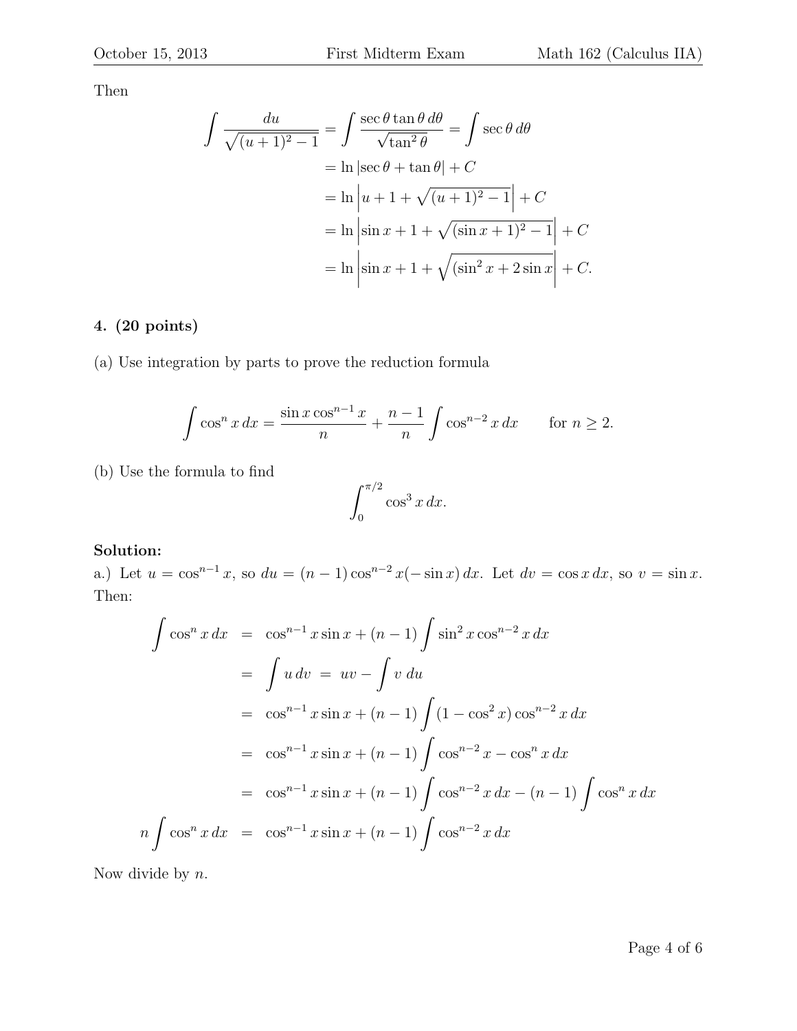Then

$$
\begin{aligned}
\int \frac{du}{\sqrt{(u+1)^2 - 1}} &= \int \frac{\sec\theta \tan\theta \, d\theta}{\sqrt{\tan^2\theta}} = \int \sec\theta \, d\theta \\
&= \ln|\sec\theta + \tan\theta| + C \\
&= \ln\left|u + 1 + \sqrt{(u+1)^2 - 1}\right| + C \\
&= \ln\left|\sin x + 1 + \sqrt{(\sin x + 1)^2 - 1}\right| + C \\
&= \ln\left|\sin x + 1 + \sqrt{(\sin^2 x + 2\sin x}\right| + C.
\end{aligned}
$$

**4. (20 points)**

(a) Use integration by parts to prove the reduction formula

$$
\int \cos^n x \, dx = \frac{\sin x \cos^{n-1} x}{n} + \frac{n-1}{n} \int \cos^{n-2} x \, dx \qquad \text{for } n \geq 2.
$$

(b) Use the formula to find

$$
\int_0^{\pi/2} \cos^3 x \, dx.
$$

**Solution:**

a.) Let $u = \cos^{n-1} x$, so $du = (n-1)\cos^{n-2} x(-\sin x)\, dx$. Let $dv = \cos x \, dx$, so $v = \sin x$. Then:

$$
\begin{aligned}
\int \cos^n x \, dx &= \cos^{n-1} x \sin x + (n-1) \int \sin^2 x \cos^{n-2} x \, dx \\
&= \int u \, dv \; = \; uv - \int v \, du \\
&= \cos^{n-1} x \sin x + (n-1) \int (1 - \cos^2 x) \cos^{n-2} x \, dx \\
&= \cos^{n-1} x \sin x + (n-1) \int \cos^{n-2} x - \cos^n x \, dx \\
&= \cos^{n-1} x \sin x + (n-1) \int \cos^{n-2} x \, dx - (n-1) \int \cos^n x \, dx \\
n \int \cos^n x \, dx &= \cos^{n-1} x \sin x + (n-1) \int \cos^{n-2} x \, dx
\end{aligned}
$$

Now divide by $n$.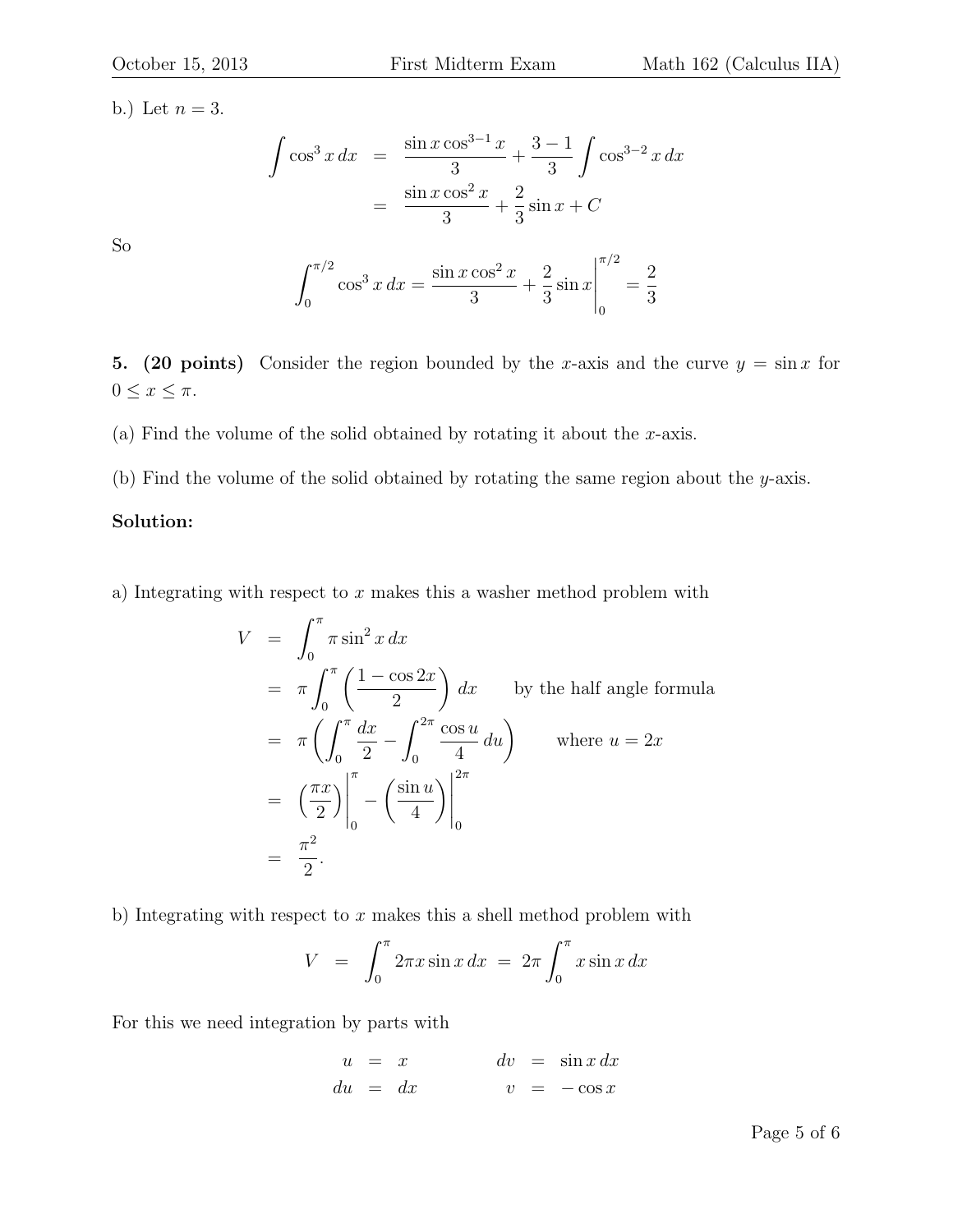b.) Let $n = 3$.

$$\begin{aligned}
\int \cos^3 x\, dx &= \frac{\sin x \cos^{3-1} x}{3} + \frac{3-1}{3} \int \cos^{3-2} x\, dx \\
&= \frac{\sin x \cos^2 x}{3} + \frac{2}{3} \sin x + C
\end{aligned}$$

So

$$\int_0^{\pi/2} \cos^3 x\, dx = \frac{\sin x \cos^2 x}{3} + \frac{2}{3} \sin x \Bigg|_0^{\pi/2} = \frac{2}{3}$$

**5. (20 points)** Consider the region bounded by the $x$-axis and the curve $y = \sin x$ for $0 \le x \le \pi$.

(a) Find the volume of the solid obtained by rotating it about the $x$-axis.

(b) Find the volume of the solid obtained by rotating the same region about the $y$-axis.

**Solution:**

a) Integrating with respect to $x$ makes this a washer method problem with

$$\begin{aligned}
V &= \int_0^\pi \pi \sin^2 x\, dx \\
&= \pi \int_0^\pi \left( \frac{1 - \cos 2x}{2} \right) dx \qquad \text{by the half angle formula} \\
&= \pi \left( \int_0^\pi \frac{dx}{2} - \int_0^{2\pi} \frac{\cos u}{4}\, du \right) \qquad \text{where } u = 2x \\
&= \left( \frac{\pi x}{2} \right) \Bigg|_0^\pi - \left( \frac{\sin u}{4} \right) \Bigg|_0^{2\pi} \\
&= \frac{\pi^2}{2}.
\end{aligned}$$

b) Integrating with respect to $x$ makes this a shell method problem with

$$V = \int_0^\pi 2\pi x \sin x\, dx = 2\pi \int_0^\pi x \sin x\, dx$$

For this we need integration by parts with

$$\begin{aligned}
u &= x & dv &= \sin x\, dx \\
du &= dx & v &= -\cos x
\end{aligned}$$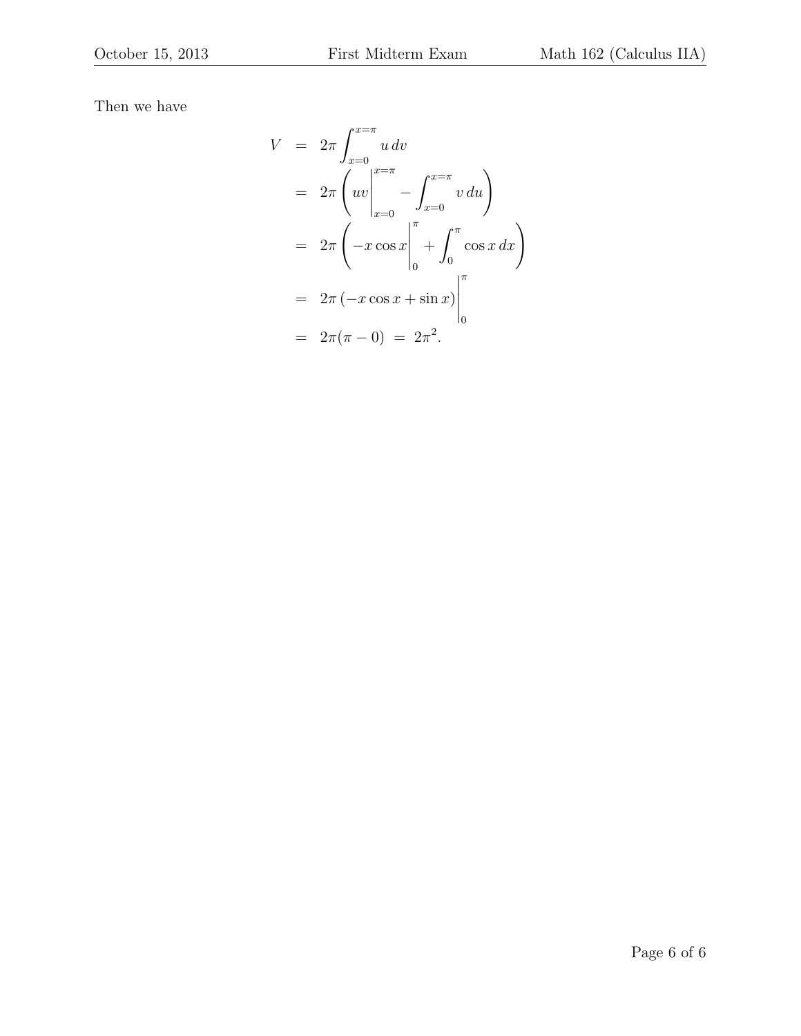Then we have

$$
\begin{aligned}
V &= 2\pi \int_{x=0}^{x=\pi} u\,dv \\
&= 2\pi \left( uv \Big|_{x=0}^{x=\pi} - \int_{x=0}^{x=\pi} v\,du \right) \\
&= 2\pi \left( -x\cos x \Big|_{0}^{\pi} + \int_{0}^{\pi} \cos x\,dx \right) \\
&= 2\pi \left( -x\cos x + \sin x \right) \Big|_{0}^{\pi} \\
&= 2\pi(\pi - 0) \;=\; 2\pi^2.
\end{aligned}
$$